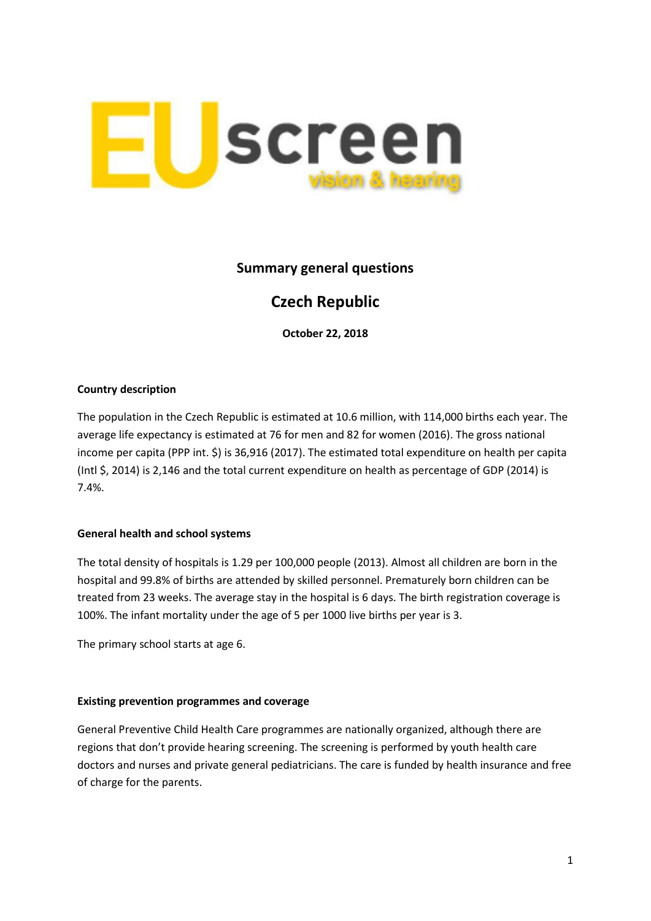EUscreen
vision & hearing

## Summary general questions

# Czech Republic

**October 22, 2018**

**Country description**

The population in the Czech Republic is estimated at 10.6 million, with 114,000 births each year. The average life expectancy is estimated at 76 for men and 82 for women (2016). The gross national income per capita (PPP int. $) is 36,916 (2017). The estimated total expenditure on health per capita (Intl $, 2014) is 2,146 and the total current expenditure on health as percentage of GDP (2014) is 7.4%.

**General health and school systems**

The total density of hospitals is 1.29 per 100,000 people (2013). Almost all children are born in the hospital and 99.8% of births are attended by skilled personnel. Prematurely born children can be treated from 23 weeks. The average stay in the hospital is 6 days. The birth registration coverage is 100%. The infant mortality under the age of 5 per 1000 live births per year is 3.

The primary school starts at age 6.

**Existing prevention programmes and coverage**

General Preventive Child Health Care programmes are nationally organized, although there are regions that don't provide hearing screening. The screening is performed by youth health care doctors and nurses and private general pediatricians. The care is funded by health insurance and free of charge for the parents.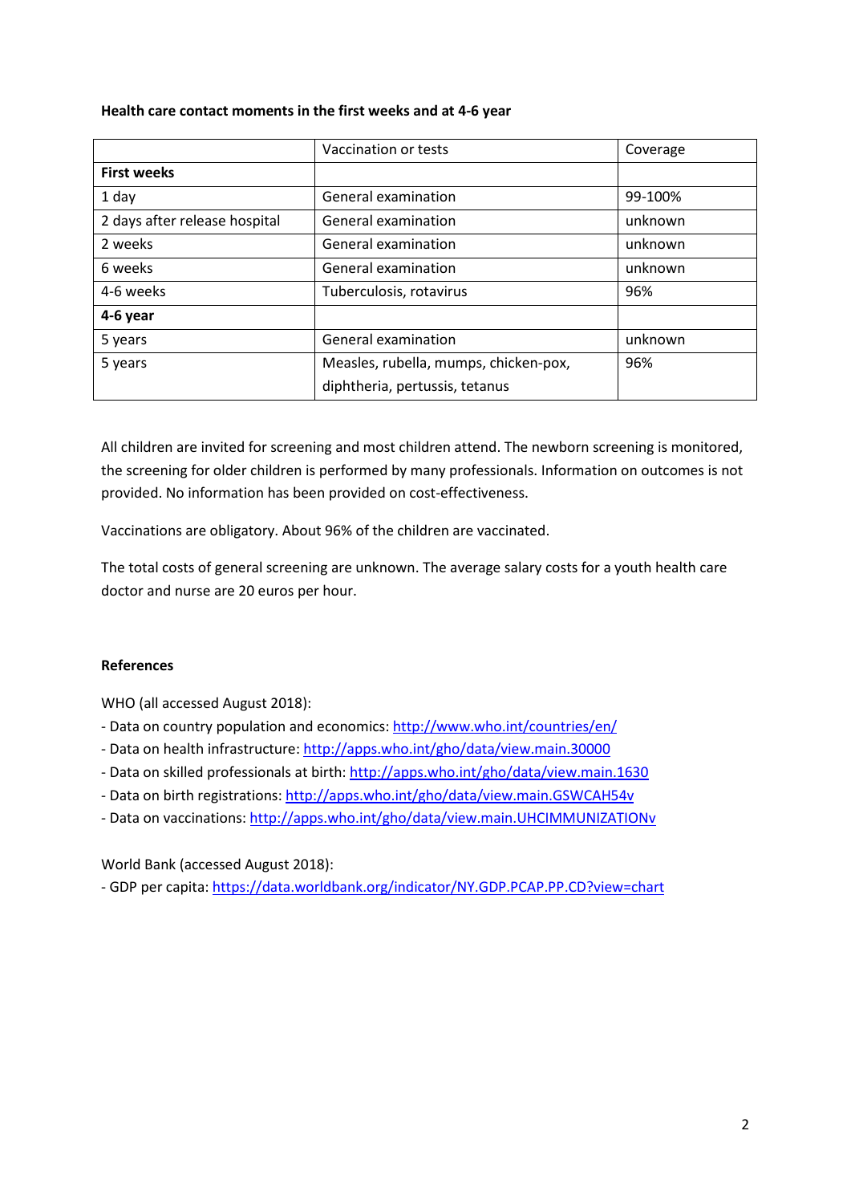**Health care contact moments in the first weeks and at 4-6 year**

| | Vaccination or tests | Coverage |
|---|---|---|
| **First weeks** | | |
| 1 day | General examination | 99-100% |
| 2 days after release hospital | General examination | unknown |
| 2 weeks | General examination | unknown |
| 6 weeks | General examination | unknown |
| 4-6 weeks | Tuberculosis, rotavirus | 96% |
| **4-6 year** | | |
| 5 years | General examination | unknown |
| 5 years | Measles, rubella, mumps, chicken-pox, diphtheria, pertussis, tetanus | 96% |

All children are invited for screening and most children attend. The newborn screening is monitored, the screening for older children is performed by many professionals. Information on outcomes is not provided. No information has been provided on cost-effectiveness.

Vaccinations are obligatory. About 96% of the children are vaccinated.

The total costs of general screening are unknown. The average salary costs for a youth health care doctor and nurse are 20 euros per hour.

**References**

WHO (all accessed August 2018):
- Data on country population and economics: http://www.who.int/countries/en/
- Data on health infrastructure: http://apps.who.int/gho/data/view.main.30000
- Data on skilled professionals at birth: http://apps.who.int/gho/data/view.main.1630
- Data on birth registrations: http://apps.who.int/gho/data/view.main.GSWCAH54v
- Data on vaccinations: http://apps.who.int/gho/data/view.main.UHCIMMUNIZATIONv

World Bank (accessed August 2018):
- GDP per capita: https://data.worldbank.org/indicator/NY.GDP.PCAP.PP.CD?view=chart